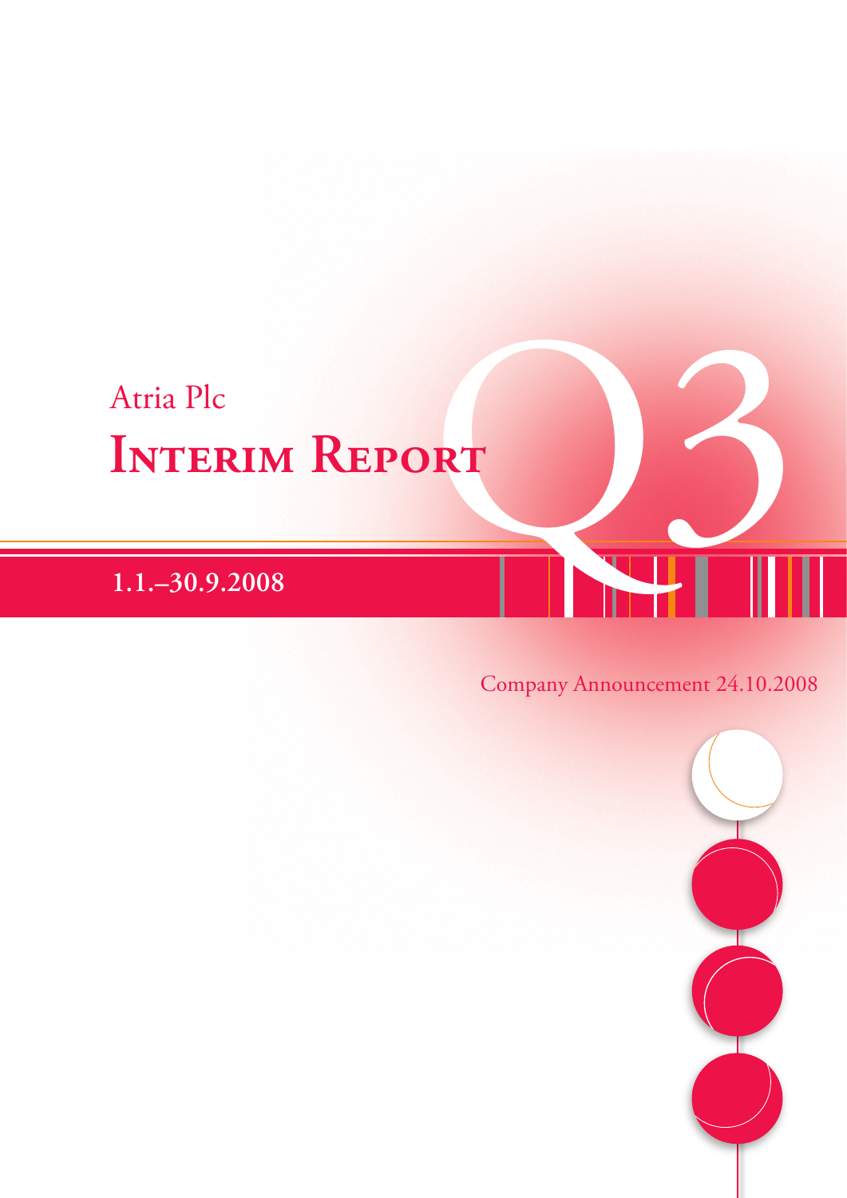Atria Plc

# Interim Report

Q3

**1.1.–30.9.2008**

Company Announcement 24.10.2008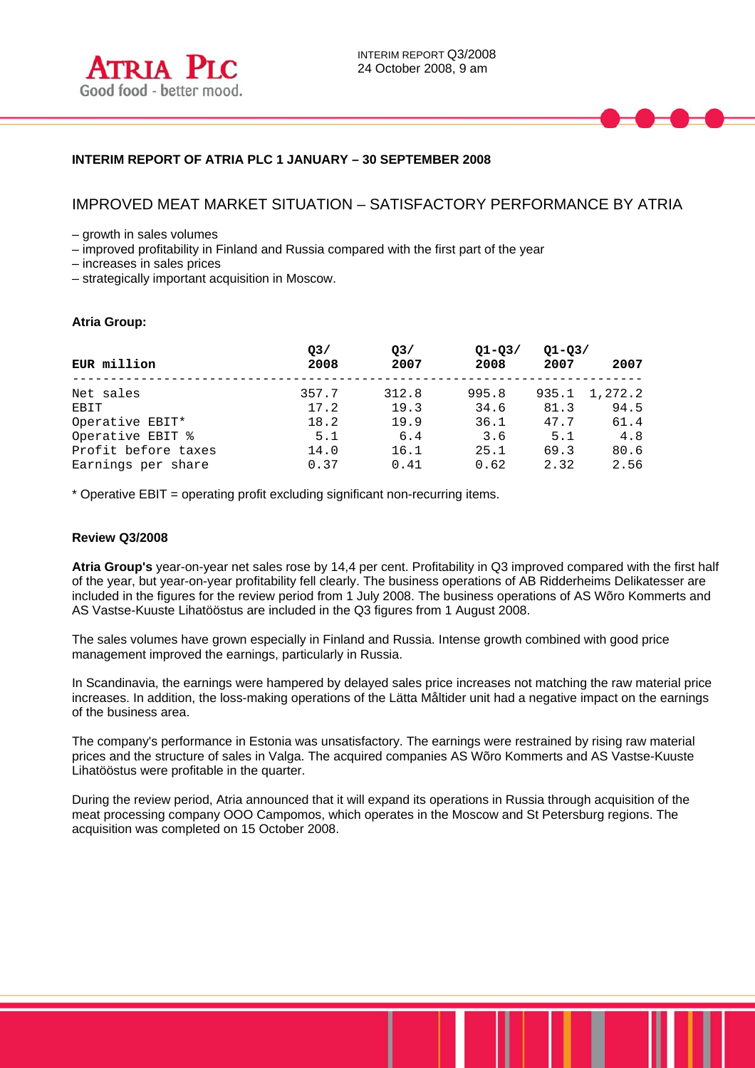**INTERIM REPORT OF ATRIA PLC 1 JANUARY – 30 SEPTEMBER 2008**

# IMPROVED MEAT MARKET SITUATION – SATISFACTORY PERFORMANCE BY ATRIA

– growth in sales volumes
– improved profitability in Finland and Russia compared with the first part of the year
– increases in sales prices
– strategically important acquisition in Moscow.

**Atria Group:**

| EUR million | Q3/ 2008 | Q3/ 2007 | Q1-Q3/ 2008 | Q1-Q3/ 2007 | 2007 |
|---|---|---|---|---|---|
| Net sales | 357.7 | 312.8 | 995.8 | 935.1 | 1,272.2 |
| EBIT | 17.2 | 19.3 | 34.6 | 81.3 | 94.5 |
| Operative EBIT* | 18.2 | 19.9 | 36.1 | 47.7 | 61.4 |
| Operative EBIT % | 5.1 | 6.4 | 3.6 | 5.1 | 4.8 |
| Profit before taxes | 14.0 | 16.1 | 25.1 | 69.3 | 80.6 |
| Earnings per share | 0.37 | 0.41 | 0.62 | 2.32 | 2.56 |

* Operative EBIT = operating profit excluding significant non-recurring items.

**Review Q3/2008**

**Atria Group's** year-on-year net sales rose by 14,4 per cent. Profitability in Q3 improved compared with the first half of the year, but year-on-year profitability fell clearly. The business operations of AB Ridderheims Delikatesser are included in the figures for the review period from 1 July 2008. The business operations of AS Wõro Kommerts and AS Vastse-Kuuste Lihatööstus are included in the Q3 figures from 1 August 2008.

The sales volumes have grown especially in Finland and Russia. Intense growth combined with good price management improved the earnings, particularly in Russia.

In Scandinavia, the earnings were hampered by delayed sales price increases not matching the raw material price increases. In addition, the loss-making operations of the Lätta Måltider unit had a negative impact on the earnings of the business area.

The company's performance in Estonia was unsatisfactory. The earnings were restrained by rising raw material prices and the structure of sales in Valga. The acquired companies AS Wõro Kommerts and AS Vastse-Kuuste Lihatööstus were profitable in the quarter.

During the review period, Atria announced that it will expand its operations in Russia through acquisition of the meat processing company OOO Campomos, which operates in the Moscow and St Petersburg regions. The acquisition was completed on 15 October 2008.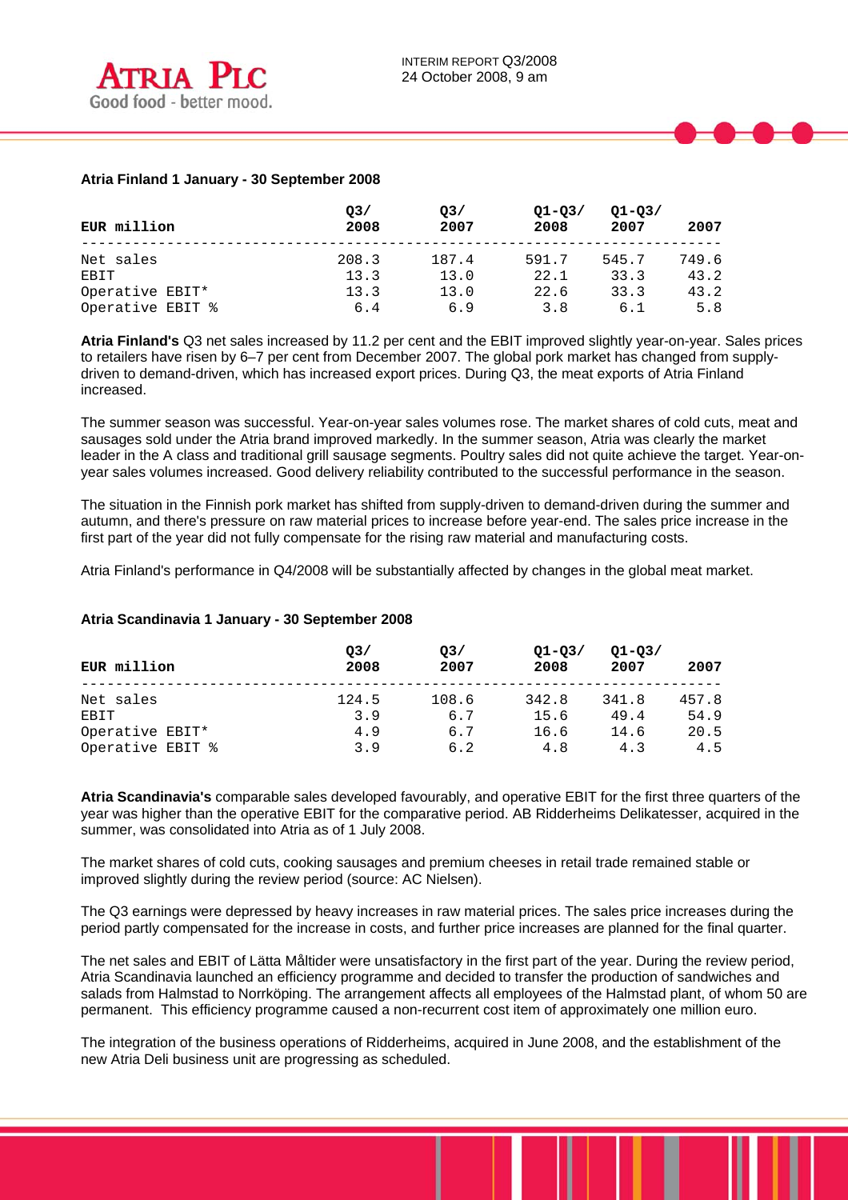### Atria Finland 1 January - 30 September 2008

| EUR million | Q3/ 2008 | Q3/ 2007 | Q1-Q3/ 2008 | Q1-Q3/ 2007 | 2007 |
|---|---|---|---|---|---|
| Net sales | 208.3 | 187.4 | 591.7 | 545.7 | 749.6 |
| EBIT | 13.3 | 13.0 | 22.1 | 33.3 | 43.2 |
| Operative EBIT* | 13.3 | 13.0 | 22.6 | 33.3 | 43.2 |
| Operative EBIT % | 6.4 | 6.9 | 3.8 | 6.1 | 5.8 |

**Atria Finland's** Q3 net sales increased by 11.2 per cent and the EBIT improved slightly year-on-year. Sales prices to retailers have risen by 6–7 per cent from December 2007. The global pork market has changed from supply-driven to demand-driven, which has increased export prices. During Q3, the meat exports of Atria Finland increased.

The summer season was successful. Year-on-year sales volumes rose. The market shares of cold cuts, meat and sausages sold under the Atria brand improved markedly. In the summer season, Atria was clearly the market leader in the A class and traditional grill sausage segments. Poultry sales did not quite achieve the target. Year-on-year sales volumes increased. Good delivery reliability contributed to the successful performance in the season.

The situation in the Finnish pork market has shifted from supply-driven to demand-driven during the summer and autumn, and there's pressure on raw material prices to increase before year-end. The sales price increase in the first part of the year did not fully compensate for the rising raw material and manufacturing costs.

Atria Finland's performance in Q4/2008 will be substantially affected by changes in the global meat market.

### Atria Scandinavia 1 January - 30 September 2008

| EUR million | Q3/ 2008 | Q3/ 2007 | Q1-Q3/ 2008 | Q1-Q3/ 2007 | 2007 |
|---|---|---|---|---|---|
| Net sales | 124.5 | 108.6 | 342.8 | 341.8 | 457.8 |
| EBIT | 3.9 | 6.7 | 15.6 | 49.4 | 54.9 |
| Operative EBIT* | 4.9 | 6.7 | 16.6 | 14.6 | 20.5 |
| Operative EBIT % | 3.9 | 6.2 | 4.8 | 4.3 | 4.5 |

**Atria Scandinavia's** comparable sales developed favourably, and operative EBIT for the first three quarters of the year was higher than the operative EBIT for the comparative period. AB Ridderheims Delikatesser, acquired in the summer, was consolidated into Atria as of 1 July 2008.

The market shares of cold cuts, cooking sausages and premium cheeses in retail trade remained stable or improved slightly during the review period (source: AC Nielsen).

The Q3 earnings were depressed by heavy increases in raw material prices. The sales price increases during the period partly compensated for the increase in costs, and further price increases are planned for the final quarter.

The net sales and EBIT of Lätta Måltider were unsatisfactory in the first part of the year. During the review period, Atria Scandinavia launched an efficiency programme and decided to transfer the production of sandwiches and salads from Halmstad to Norrköping. The arrangement affects all employees of the Halmstad plant, of whom 50 are permanent. This efficiency programme caused a non-recurrent cost item of approximately one million euro.

The integration of the business operations of Ridderheims, acquired in June 2008, and the establishment of the new Atria Deli business unit are progressing as scheduled.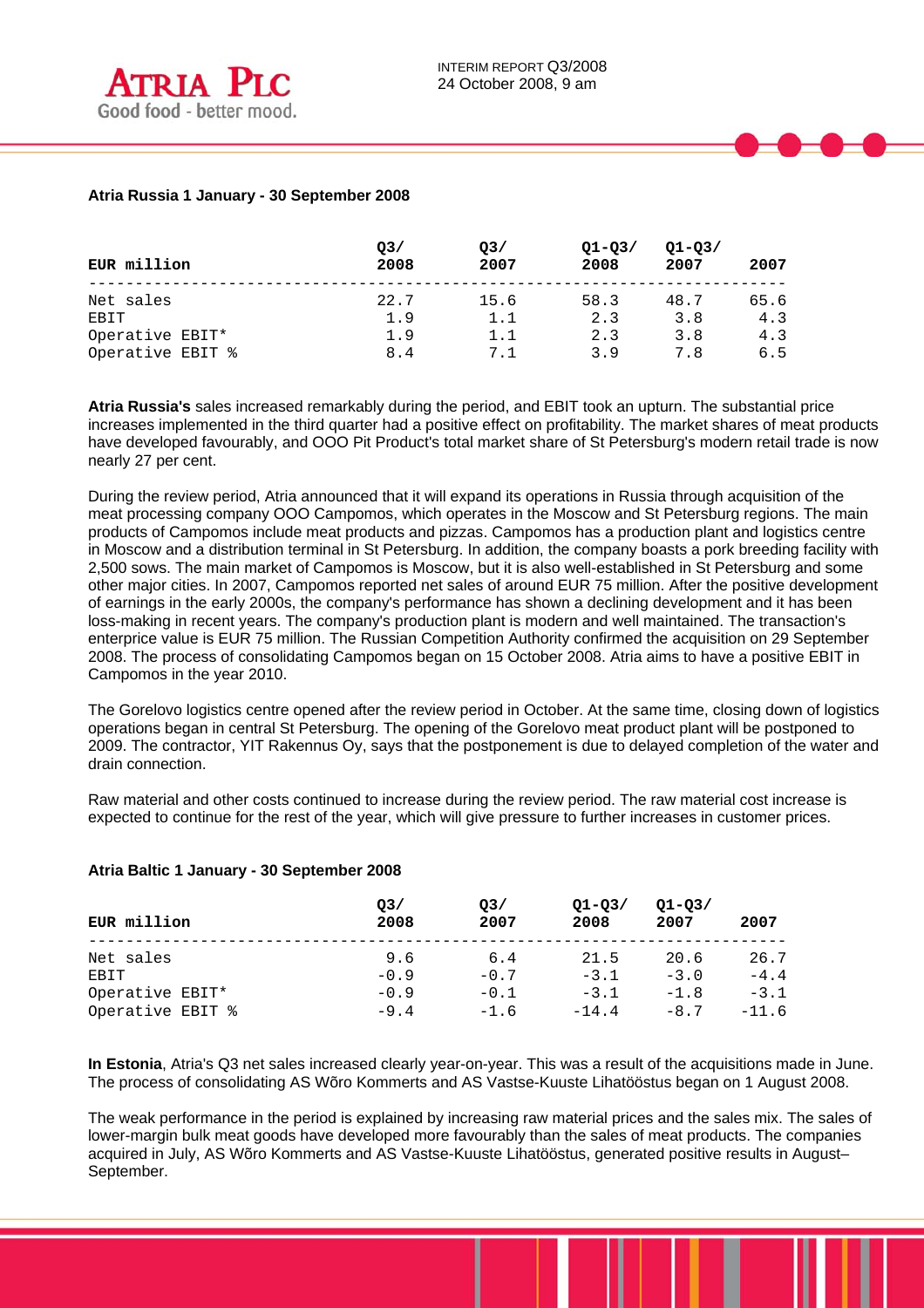**Atria Russia 1 January - 30 September 2008**

| EUR million | Q3/ 2008 | Q3/ 2007 | Q1-Q3/ 2008 | Q1-Q3/ 2007 | 2007 |
|---|---|---|---|---|---|
| Net sales | 22.7 | 15.6 | 58.3 | 48.7 | 65.6 |
| EBIT | 1.9 | 1.1 | 2.3 | 3.8 | 4.3 |
| Operative EBIT* | 1.9 | 1.1 | 2.3 | 3.8 | 4.3 |
| Operative EBIT % | 8.4 | 7.1 | 3.9 | 7.8 | 6.5 |

**Atria Russia's** sales increased remarkably during the period, and EBIT took an upturn. The substantial price increases implemented in the third quarter had a positive effect on profitability. The market shares of meat products have developed favourably, and OOO Pit Product's total market share of St Petersburg's modern retail trade is now nearly 27 per cent.

During the review period, Atria announced that it will expand its operations in Russia through acquisition of the meat processing company OOO Campomos, which operates in the Moscow and St Petersburg regions. The main products of Campomos include meat products and pizzas. Campomos has a production plant and logistics centre in Moscow and a distribution terminal in St Petersburg. In addition, the company boasts a pork breeding facility with 2,500 sows. The main market of Campomos is Moscow, but it is also well-established in St Petersburg and some other major cities. In 2007, Campomos reported net sales of around EUR 75 million. After the positive development of earnings in the early 2000s, the company's performance has shown a declining development and it has been loss-making in recent years. The company's production plant is modern and well maintained. The transaction's enterprise value is EUR 75 million. The Russian Competition Authority confirmed the acquisition on 29 September 2008. The process of consolidating Campomos began on 15 October 2008. Atria aims to have a positive EBIT in Campomos in the year 2010.

The Gorelovo logistics centre opened after the review period in October. At the same time, closing down of logistics operations began in central St Petersburg. The opening of the Gorelovo meat product plant will be postponed to 2009. The contractor, YIT Rakennus Oy, says that the postponement is due to delayed completion of the water and drain connection.

Raw material and other costs continued to increase during the review period. The raw material cost increase is expected to continue for the rest of the year, which will give pressure to further increases in customer prices.

**Atria Baltic 1 January - 30 September 2008**

| EUR million | Q3/ 2008 | Q3/ 2007 | Q1-Q3/ 2008 | Q1-Q3/ 2007 | 2007 |
|---|---|---|---|---|---|
| Net sales | 9.6 | 6.4 | 21.5 | 20.6 | 26.7 |
| EBIT | -0.9 | -0.7 | -3.1 | -3.0 | -4.4 |
| Operative EBIT* | -0.9 | -0.1 | -3.1 | -1.8 | -3.1 |
| Operative EBIT % | -9.4 | -1.6 | -14.4 | -8.7 | -11.6 |

**In Estonia**, Atria's Q3 net sales increased clearly year-on-year. This was a result of the acquisitions made in June. The process of consolidating AS Võro Kommerts and AS Vastse-Kuuste Lihatööstus began on 1 August 2008.

The weak performance in the period is explained by increasing raw material prices and the sales mix. The sales of lower-margin bulk meat goods have developed more favourably than the sales of meat products. The companies acquired in July, AS Võro Kommerts and AS Vastse-Kuuste Lihatööstus, generated positive results in August–September.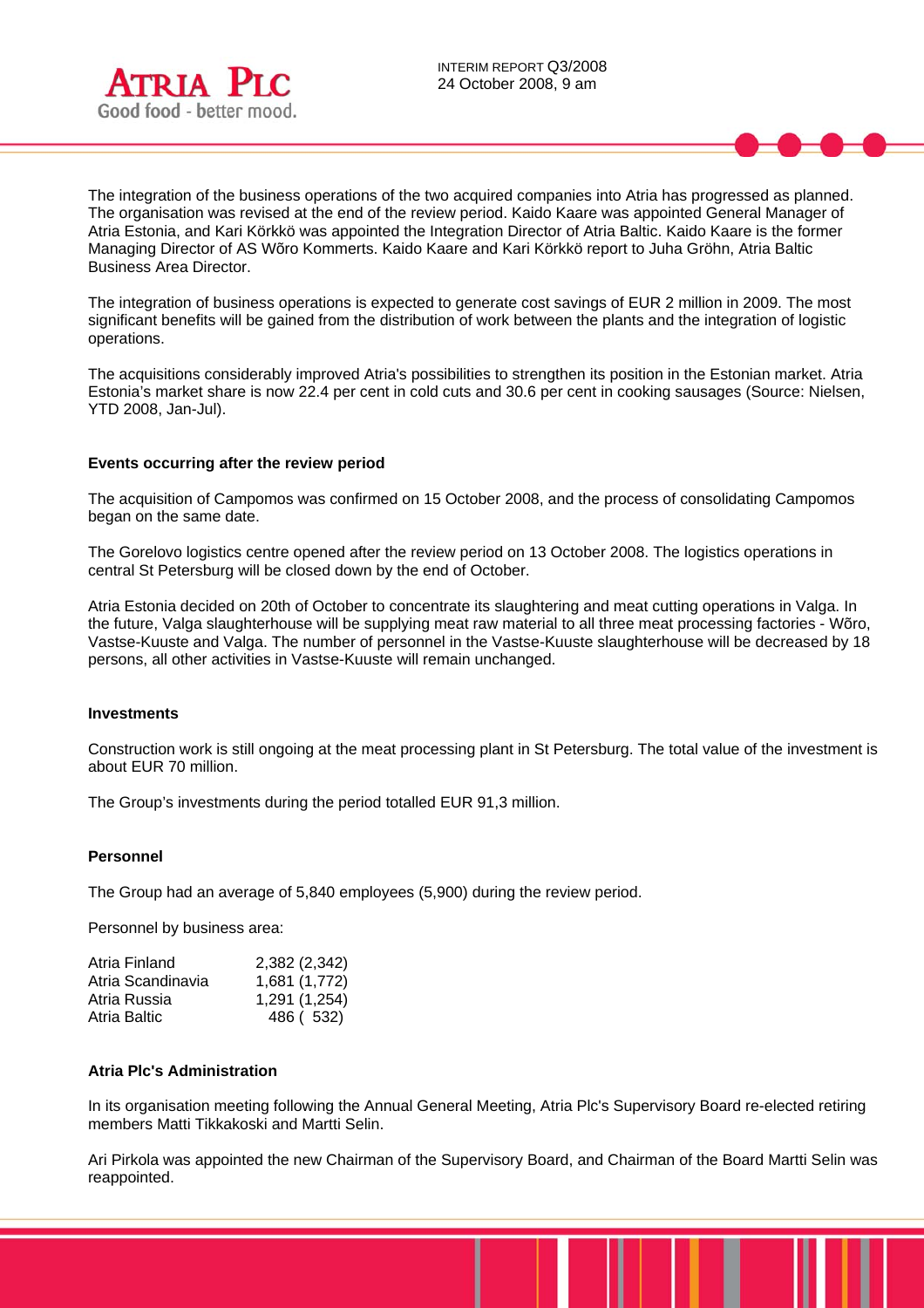The integration of the business operations of the two acquired companies into Atria has progressed as planned. The organisation was revised at the end of the review period. Kaido Kaare was appointed General Manager of Atria Estonia, and Kari Körkkö was appointed the Integration Director of Atria Baltic. Kaido Kaare is the former Managing Director of AS Wõro Kommerts. Kaido Kaare and Kari Körkkö report to Juha Gröhn, Atria Baltic Business Area Director.

The integration of business operations is expected to generate cost savings of EUR 2 million in 2009. The most significant benefits will be gained from the distribution of work between the plants and the integration of logistic operations.

The acquisitions considerably improved Atria's possibilities to strengthen its position in the Estonian market. Atria Estonia's market share is now 22.4 per cent in cold cuts and 30.6 per cent in cooking sausages (Source: Nielsen, YTD 2008, Jan-Jul).

**Events occurring after the review period**

The acquisition of Campomos was confirmed on 15 October 2008, and the process of consolidating Campomos began on the same date.

The Gorelovo logistics centre opened after the review period on 13 October 2008. The logistics operations in central St Petersburg will be closed down by the end of October.

Atria Estonia decided on 20th of October to concentrate its slaughtering and meat cutting operations in Valga. In the future, Valga slaughterhouse will be supplying meat raw material to all three meat processing factories - Wõro, Vastse-Kuuste and Valga. The number of personnel in the Vastse-Kuuste slaughterhouse will be decreased by 18 persons, all other activities in Vastse-Kuuste will remain unchanged.

**Investments**

Construction work is still ongoing at the meat processing plant in St Petersburg. The total value of the investment is about EUR 70 million.

The Group's investments during the period totalled EUR 91,3 million.

**Personnel**

The Group had an average of 5,840 employees (5,900) during the review period.

Personnel by business area:

| | |
|---|---|
| Atria Finland | 2,382 (2,342) |
| Atria Scandinavia | 1,681 (1,772) |
| Atria Russia | 1,291 (1,254) |
| Atria Baltic | 486 ( 532) |

**Atria Plc's Administration**

In its organisation meeting following the Annual General Meeting, Atria Plc's Supervisory Board re-elected retiring members Matti Tikkakoski and Martti Selin.

Ari Pirkola was appointed the new Chairman of the Supervisory Board, and Chairman of the Board Martti Selin was reappointed.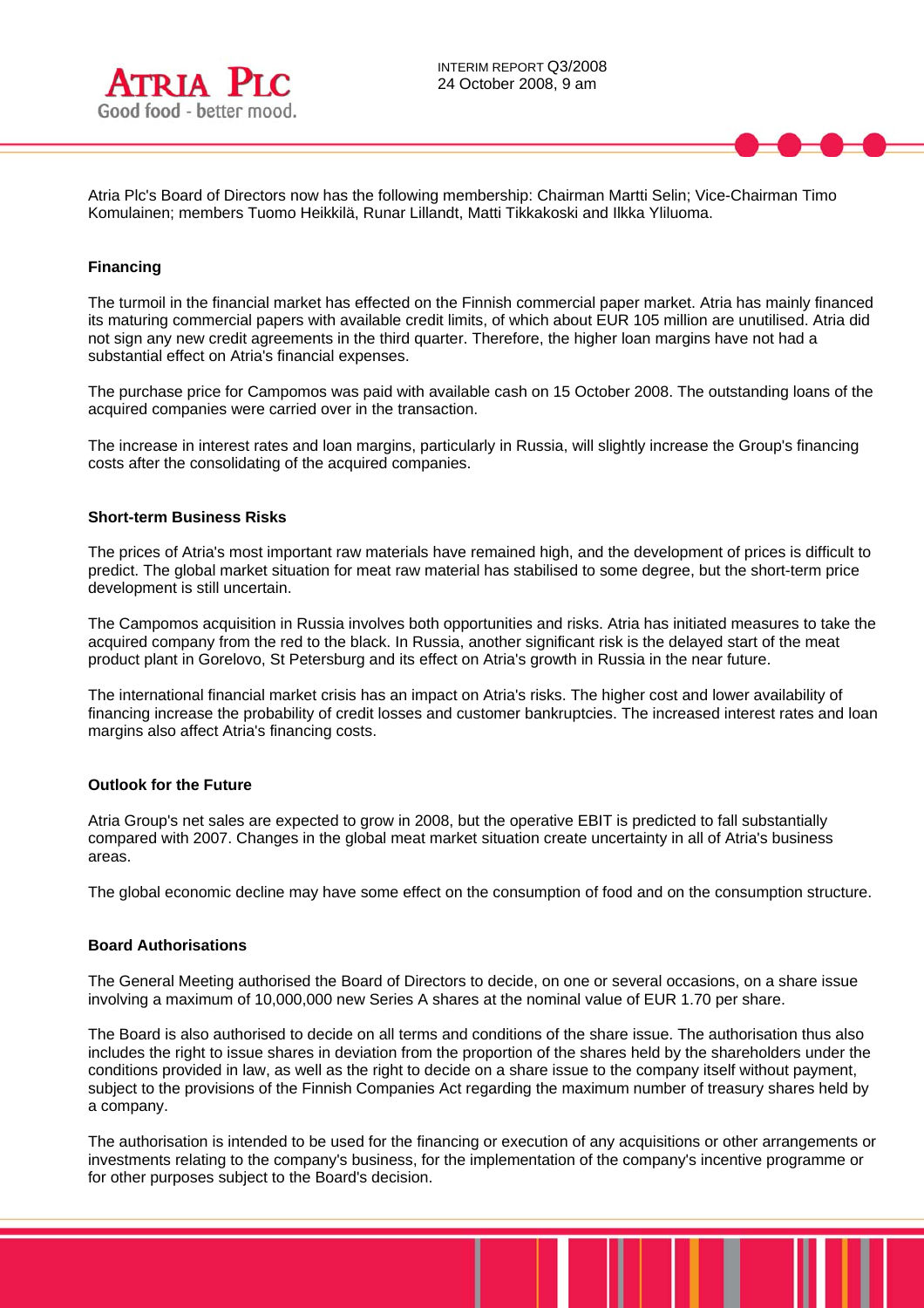Atria Plc's Board of Directors now has the following membership: Chairman Martti Selin; Vice-Chairman Timo Komulainen; members Tuomo Heikkilä, Runar Lillandt, Matti Tikkakoski and Ilkka Yliluoma.

**Financing**

The turmoil in the financial market has effected on the Finnish commercial paper market. Atria has mainly financed its maturing commercial papers with available credit limits, of which about EUR 105 million are unutilised. Atria did not sign any new credit agreements in the third quarter. Therefore, the higher loan margins have not had a substantial effect on Atria's financial expenses.

The purchase price for Campomos was paid with available cash on 15 October 2008. The outstanding loans of the acquired companies were carried over in the transaction.

The increase in interest rates and loan margins, particularly in Russia, will slightly increase the Group's financing costs after the consolidating of the acquired companies.

**Short-term Business Risks**

The prices of Atria's most important raw materials have remained high, and the development of prices is difficult to predict. The global market situation for meat raw material has stabilised to some degree, but the short-term price development is still uncertain.

The Campomos acquisition in Russia involves both opportunities and risks. Atria has initiated measures to take the acquired company from the red to the black. In Russia, another significant risk is the delayed start of the meat product plant in Gorelovo, St Petersburg and its effect on Atria's growth in Russia in the near future.

The international financial market crisis has an impact on Atria's risks. The higher cost and lower availability of financing increase the probability of credit losses and customer bankruptcies. The increased interest rates and loan margins also affect Atria's financing costs.

**Outlook for the Future**

Atria Group's net sales are expected to grow in 2008, but the operative EBIT is predicted to fall substantially compared with 2007. Changes in the global meat market situation create uncertainty in all of Atria's business areas.

The global economic decline may have some effect on the consumption of food and on the consumption structure.

**Board Authorisations**

The General Meeting authorised the Board of Directors to decide, on one or several occasions, on a share issue involving a maximum of 10,000,000 new Series A shares at the nominal value of EUR 1.70 per share.

The Board is also authorised to decide on all terms and conditions of the share issue. The authorisation thus also includes the right to issue shares in deviation from the proportion of the shares held by the shareholders under the conditions provided in law, as well as the right to decide on a share issue to the company itself without payment, subject to the provisions of the Finnish Companies Act regarding the maximum number of treasury shares held by a company.

The authorisation is intended to be used for the financing or execution of any acquisitions or other arrangements or investments relating to the company's business, for the implementation of the company's incentive programme or for other purposes subject to the Board's decision.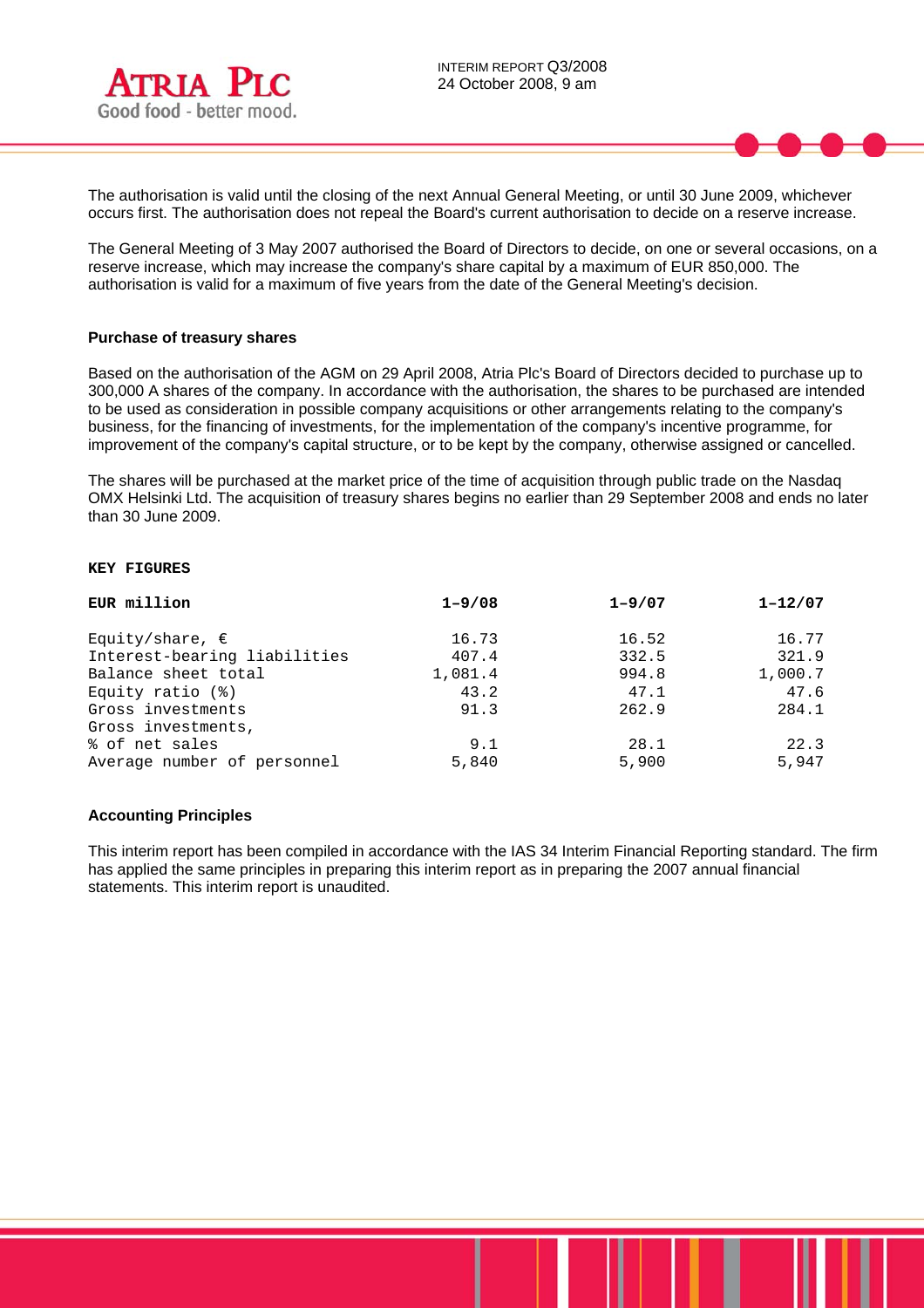The authorisation is valid until the closing of the next Annual General Meeting, or until 30 June 2009, whichever occurs first. The authorisation does not repeal the Board's current authorisation to decide on a reserve increase.

The General Meeting of 3 May 2007 authorised the Board of Directors to decide, on one or several occasions, on a reserve increase, which may increase the company's share capital by a maximum of EUR 850,000. The authorisation is valid for a maximum of five years from the date of the General Meeting's decision.

### Purchase of treasury shares

Based on the authorisation of the AGM on 29 April 2008, Atria Plc's Board of Directors decided to purchase up to 300,000 A shares of the company. In accordance with the authorisation, the shares to be purchased are intended to be used as consideration in possible company acquisitions or other arrangements relating to the company's business, for the financing of investments, for the implementation of the company's incentive programme, for improvement of the company's capital structure, or to be kept by the company, otherwise assigned or cancelled.

The shares will be purchased at the market price of the time of acquisition through public trade on the Nasdaq OMX Helsinki Ltd. The acquisition of treasury shares begins no earlier than 29 September 2008 and ends no later than 30 June 2009.

### KEY FIGURES

| EUR million | 1–9/08 | 1–9/07 | 1–12/07 |
|---|---|---|---|
| Equity/share, € | 16.73 | 16.52 | 16.77 |
| Interest-bearing liabilities | 407.4 | 332.5 | 321.9 |
| Balance sheet total | 1,081.4 | 994.8 | 1,000.7 |
| Equity ratio (%) | 43.2 | 47.1 | 47.6 |
| Gross investments | 91.3 | 262.9 | 284.1 |
| Gross investments, % of net sales | 9.1 | 28.1 | 22.3 |
| Average number of personnel | 5,840 | 5,900 | 5,947 |

### Accounting Principles

This interim report has been compiled in accordance with the IAS 34 Interim Financial Reporting standard. The firm has applied the same principles in preparing this interim report as in preparing the 2007 annual financial statements. This interim report is unaudited.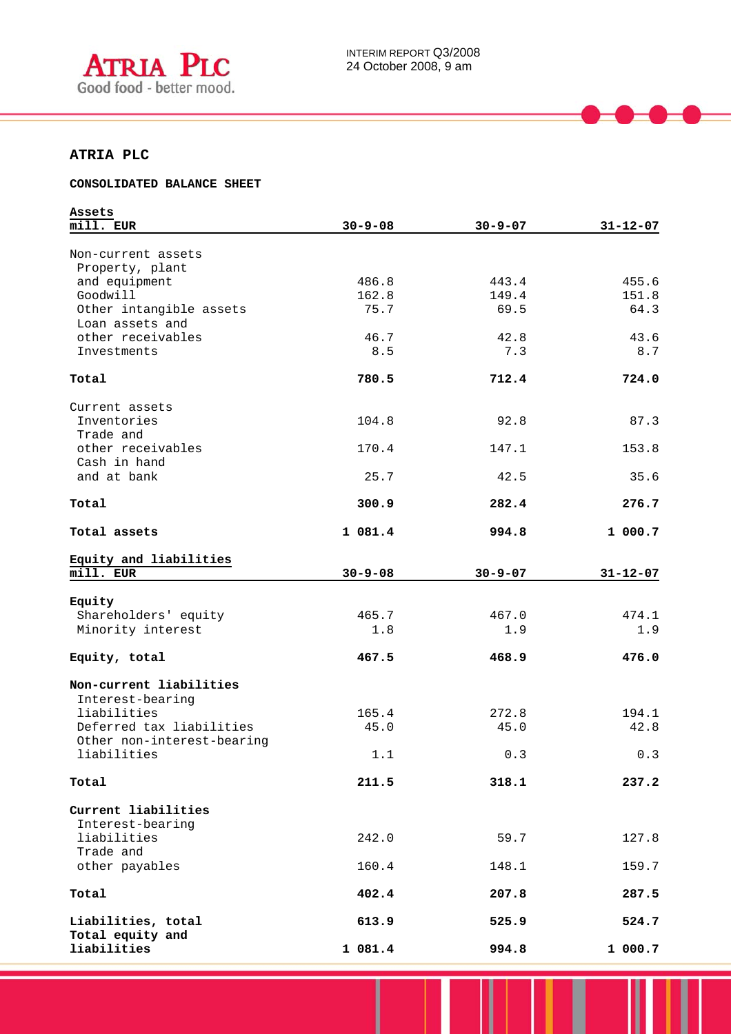## ATRIA PLC

### CONSOLIDATED BALANCE SHEET

| Assets<br>mill. EUR | 30-9-08 | 30-9-07 | 31-12-07 |
|---|---|---|---|
| Non-current assets | | | |
| Property, plant and equipment | 486.8 | 443.4 | 455.6 |
| Goodwill | 162.8 | 149.4 | 151.8 |
| Other intangible assets | 75.7 | 69.5 | 64.3 |
| Loan assets and other receivables | 46.7 | 42.8 | 43.6 |
| Investments | 8.5 | 7.3 | 8.7 |
| **Total** | **780.5** | **712.4** | **724.0** |
| Current assets | | | |
| Inventories | 104.8 | 92.8 | 87.3 |
| Trade and other receivables | 170.4 | 147.1 | 153.8 |
| Cash in hand and at bank | 25.7 | 42.5 | 35.6 |
| **Total** | **300.9** | **282.4** | **276.7** |
| **Total assets** | **1 081.4** | **994.8** | **1 000.7** |

| Equity and liabilities<br>mill. EUR | 30-9-08 | 30-9-07 | 31-12-07 |
|---|---|---|---|
| **Equity** | | | |
| Shareholders' equity | 465.7 | 467.0 | 474.1 |
| Minority interest | 1.8 | 1.9 | 1.9 |
| **Equity, total** | **467.5** | **468.9** | **476.0** |
| **Non-current liabilities** | | | |
| Interest-bearing liabilities | 165.4 | 272.8 | 194.1 |
| Deferred tax liabilities | 45.0 | 45.0 | 42.8 |
| Other non-interest-bearing liabilities | 1.1 | 0.3 | 0.3 |
| **Total** | **211.5** | **318.1** | **237.2** |
| **Current liabilities** | | | |
| Interest-bearing liabilities | 242.0 | 59.7 | 127.8 |
| Trade and other payables | 160.4 | 148.1 | 159.7 |
| **Total** | **402.4** | **207.8** | **287.5** |
| **Liabilities, total** | **613.9** | **525.9** | **524.7** |
| **Total equity and liabilities** | **1 081.4** | **994.8** | **1 000.7** |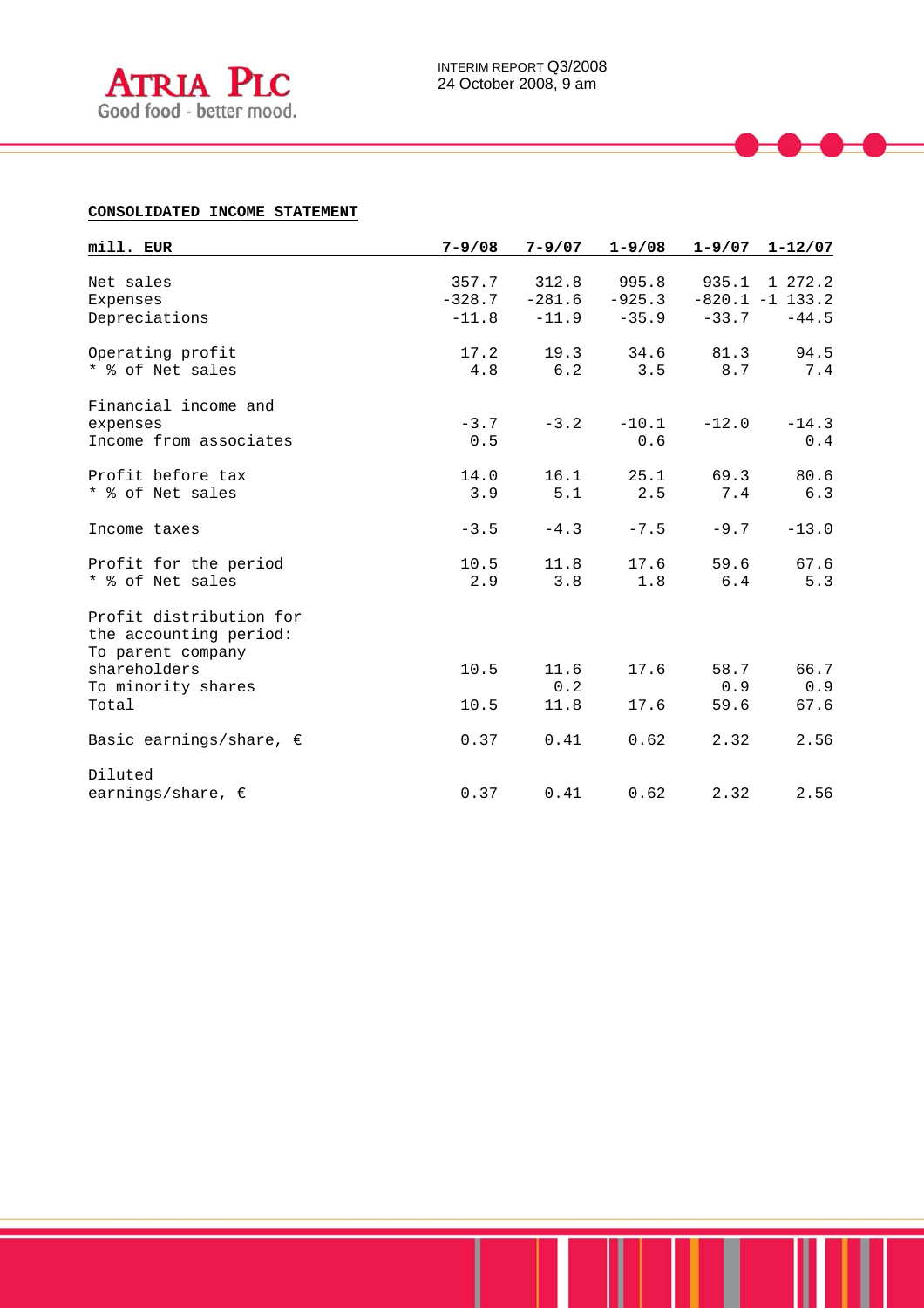## CONSOLIDATED INCOME STATEMENT

| mill. EUR | 7-9/08 | 7-9/07 | 1-9/08 | 1-9/07 | 1-12/07 |
|---|---|---|---|---|---|
| Net sales | 357.7 | 312.8 | 995.8 | 935.1 | 1 272.2 |
| Expenses | -328.7 | -281.6 | -925.3 | -820.1 | -1 133.2 |
| Depreciations | -11.8 | -11.9 | -35.9 | -33.7 | -44.5 |
| | | | | | |
| Operating profit | 17.2 | 19.3 | 34.6 | 81.3 | 94.5 |
| * % of Net sales | 4.8 | 6.2 | 3.5 | 8.7 | 7.4 |
| | | | | | |
| Financial income and expenses | -3.7 | -3.2 | -10.1 | -12.0 | -14.3 |
| Income from associates | 0.5 | | 0.6 | | 0.4 |
| | | | | | |
| Profit before tax | 14.0 | 16.1 | 25.1 | 69.3 | 80.6 |
| * % of Net sales | 3.9 | 5.1 | 2.5 | 7.4 | 6.3 |
| | | | | | |
| Income taxes | -3.5 | -4.3 | -7.5 | -9.7 | -13.0 |
| | | | | | |
| Profit for the period | 10.5 | 11.8 | 17.6 | 59.6 | 67.6 |
| * % of Net sales | 2.9 | 3.8 | 1.8 | 6.4 | 5.3 |
| | | | | | |
| Profit distribution for the accounting period: | | | | | |
| To parent company shareholders | 10.5 | 11.6 | 17.6 | 58.7 | 66.7 |
| To minority shares | | 0.2 | | 0.9 | 0.9 |
| Total | 10.5 | 11.8 | 17.6 | 59.6 | 67.6 |
| | | | | | |
| Basic earnings/share, € | 0.37 | 0.41 | 0.62 | 2.32 | 2.56 |
| | | | | | |
| Diluted earnings/share, € | 0.37 | 0.41 | 0.62 | 2.32 | 2.56 |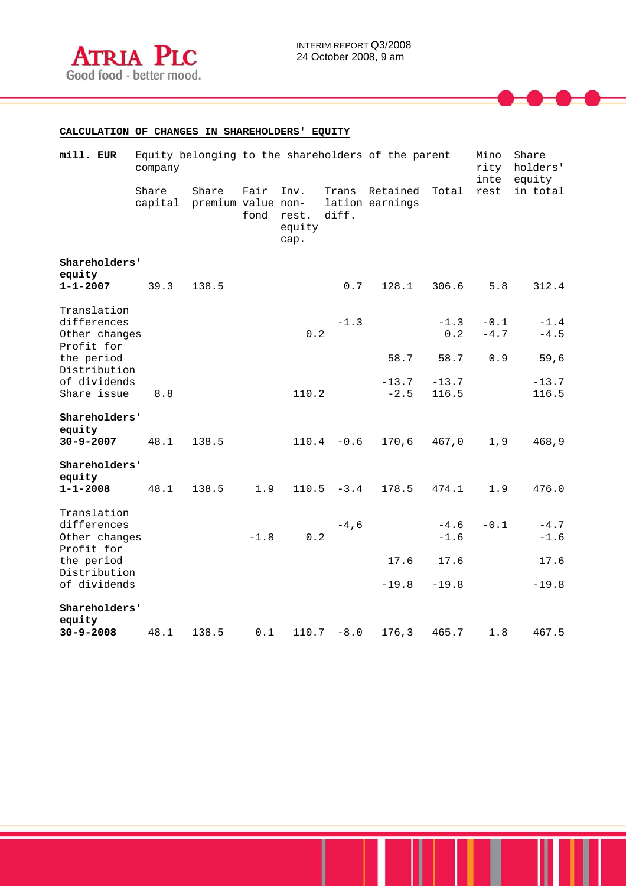## CALCULATION OF CHANGES IN SHAREHOLDERS' EQUITY

| mill. EUR | Equity belonging to the shareholders of the parent company | | | | | | | Minority interest | Shareholders' equity in total |
|---|---|---|---|---|---|---|---|---|---|
| | Share capital | Share premium | Fair value fond | Inv. non-rest. equity cap. | Translation diff. | Retained earnings | Total | | |
| **Shareholders' equity 1-1-2007** | 39.3 | 138.5 | | | 0.7 | 128.1 | 306.6 | 5.8 | 312.4 |
| Translation differences | | | | | -1.3 | | -1.3 | -0.1 | -1.4 |
| Other changes | | | | 0.2 | | | 0.2 | -4.7 | -4.5 |
| Profit for the period | | | | | | 58.7 | 58.7 | 0.9 | 59,6 |
| Distribution of dividends | | | | | | -13.7 | -13.7 | | -13.7 |
| Share issue | 8.8 | | | 110.2 | | -2.5 | 116.5 | | 116.5 |
| **Shareholders' equity 30-9-2007** | 48.1 | 138.5 | | 110.4 | -0.6 | 170,6 | 467,0 | 1,9 | 468,9 |
| **Shareholders' equity 1-1-2008** | 48.1 | 138.5 | 1.9 | 110.5 | -3.4 | 178.5 | 474.1 | 1.9 | 476.0 |
| Translation differences | | | | | -4,6 | | -4.6 | -0.1 | -4.7 |
| Other changes | | | -1.8 | 0.2 | | | -1.6 | | -1.6 |
| Profit for the period | | | | | | 17.6 | 17.6 | | 17.6 |
| Distribution of dividends | | | | | | -19.8 | -19.8 | | -19.8 |
| **Shareholders' equity 30-9-2008** | 48.1 | 138.5 | 0.1 | 110.7 | -8.0 | 176,3 | 465.7 | 1.8 | 467.5 |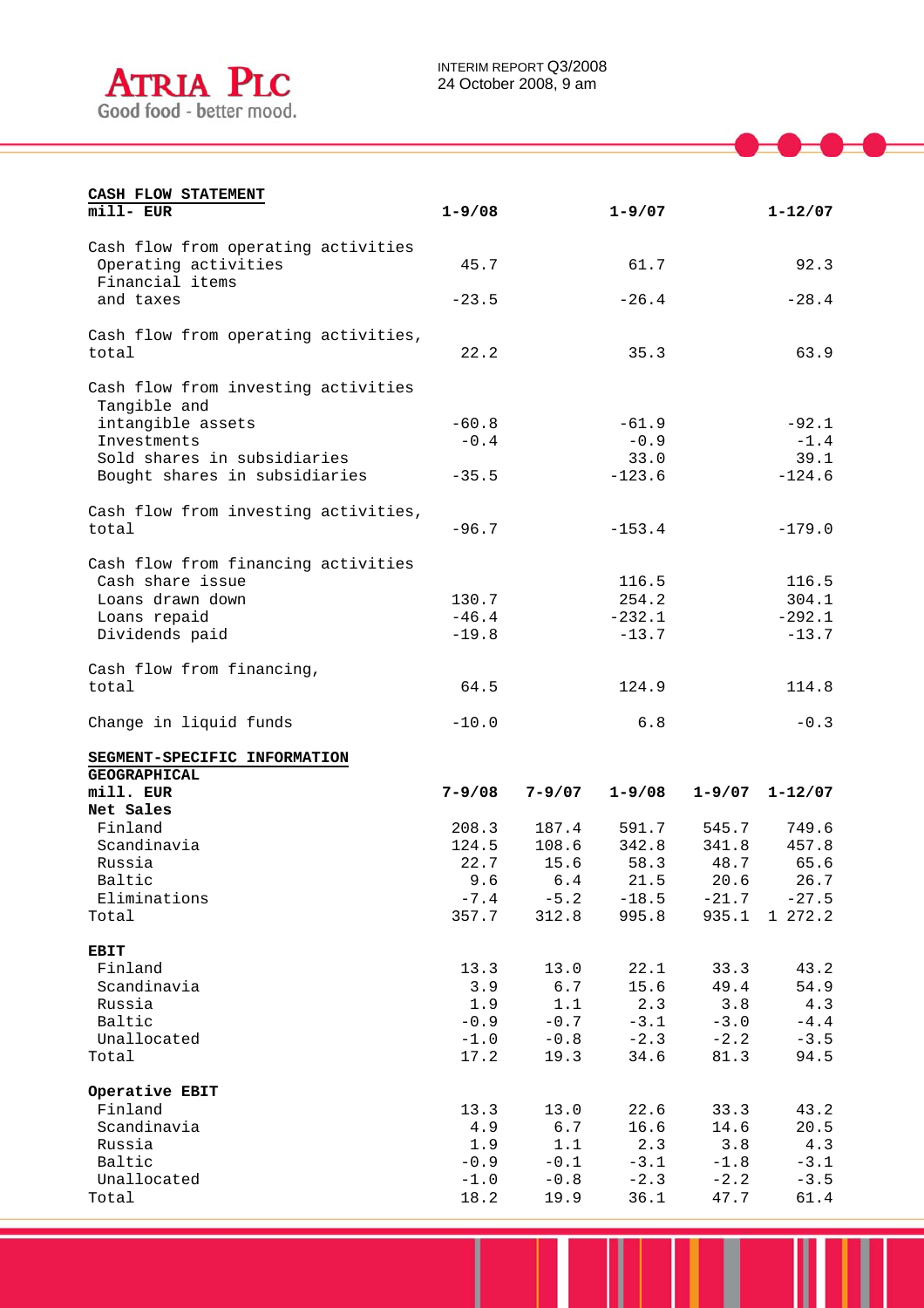## CASH FLOW STATEMENT

| mill- EUR | 1-9/08 | 1-9/07 | 1-12/07 |
|---|---|---|---|
| **Cash flow from operating activities** | | | |
| Operating activities | 45.7 | 61.7 | 92.3 |
| Financial items and taxes | -23.5 | -26.4 | -28.4 |
| **Cash flow from operating activities, total** | 22.2 | 35.3 | 63.9 |
| **Cash flow from investing activities** | | | |
| Tangible and intangible assets | -60.8 | -61.9 | -92.1 |
| Investments | -0.4 | -0.9 | -1.4 |
| Sold shares in subsidiaries | | 33.0 | 39.1 |
| Bought shares in subsidiaries | -35.5 | -123.6 | -124.6 |
| **Cash flow from investing activities, total** | -96.7 | -153.4 | -179.0 |
| **Cash flow from financing activities** | | | |
| Cash share issue | | 116.5 | 116.5 |
| Loans drawn down | 130.7 | 254.2 | 304.1 |
| Loans repaid | -46.4 | -232.1 | -292.1 |
| Dividends paid | -19.8 | -13.7 | -13.7 |
| **Cash flow from financing, total** | 64.5 | 124.9 | 114.8 |
| **Change in liquid funds** | -10.0 | 6.8 | -0.3 |

## SEGMENT-SPECIFIC INFORMATION

**GEOGRAPHICAL**

| mill. EUR | 7-9/08 | 7-9/07 | 1-9/08 | 1-9/07 | 1-12/07 |
|---|---|---|---|---|---|
| **Net Sales** | | | | | |
| Finland | 208.3 | 187.4 | 591.7 | 545.7 | 749.6 |
| Scandinavia | 124.5 | 108.6 | 342.8 | 341.8 | 457.8 |
| Russia | 22.7 | 15.6 | 58.3 | 48.7 | 65.6 |
| Baltic | 9.6 | 6.4 | 21.5 | 20.6 | 26.7 |
| Eliminations | -7.4 | -5.2 | -18.5 | -21.7 | -27.5 |
| Total | 357.7 | 312.8 | 995.8 | 935.1 | 1 272.2 |
| **EBIT** | | | | | |
| Finland | 13.3 | 13.0 | 22.1 | 33.3 | 43.2 |
| Scandinavia | 3.9 | 6.7 | 15.6 | 49.4 | 54.9 |
| Russia | 1.9 | 1.1 | 2.3 | 3.8 | 4.3 |
| Baltic | -0.9 | -0.7 | -3.1 | -3.0 | -4.4 |
| Unallocated | -1.0 | -0.8 | -2.3 | -2.2 | -3.5 |
| Total | 17.2 | 19.3 | 34.6 | 81.3 | 94.5 |
| **Operative EBIT** | | | | | |
| Finland | 13.3 | 13.0 | 22.6 | 33.3 | 43.2 |
| Scandinavia | 4.9 | 6.7 | 16.6 | 14.6 | 20.5 |
| Russia | 1.9 | 1.1 | 2.3 | 3.8 | 4.3 |
| Baltic | -0.9 | -0.1 | -3.1 | -1.8 | -3.1 |
| Unallocated | -1.0 | -0.8 | -2.3 | -2.2 | -3.5 |
| Total | 18.2 | 19.9 | 36.1 | 47.7 | 61.4 |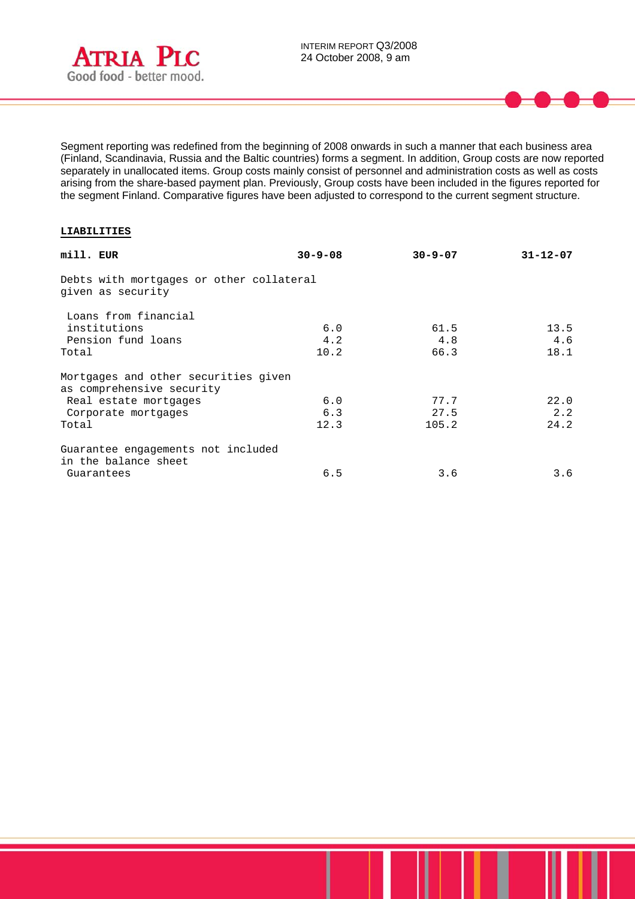Segment reporting was redefined from the beginning of 2008 onwards in such a manner that each business area (Finland, Scandinavia, Russia and the Baltic countries) forms a segment. In addition, Group costs are now reported separately in unallocated items. Group costs mainly consist of personnel and administration costs as well as costs arising from the share-based payment plan. Previously, Group costs have been included in the figures reported for the segment Finland. Comparative figures have been adjusted to correspond to the current segment structure.

## LIABILITIES

| mill. EUR | 30-9-08 | 30-9-07 | 31-12-07 |
|---|---|---|---|
| Debts with mortgages or other collateral given as security | | | |
| Loans from financial institutions | 6.0 | 61.5 | 13.5 |
| Pension fund loans | 4.2 | 4.8 | 4.6 |
| Total | 10.2 | 66.3 | 18.1 |
| Mortgages and other securities given as comprehensive security | | | |
| Real estate mortgages | 6.0 | 77.7 | 22.0 |
| Corporate mortgages | 6.3 | 27.5 | 2.2 |
| Total | 12.3 | 105.2 | 24.2 |
| Guarantee engagements not included in the balance sheet | | | |
| Guarantees | 6.5 | 3.6 | 3.6 |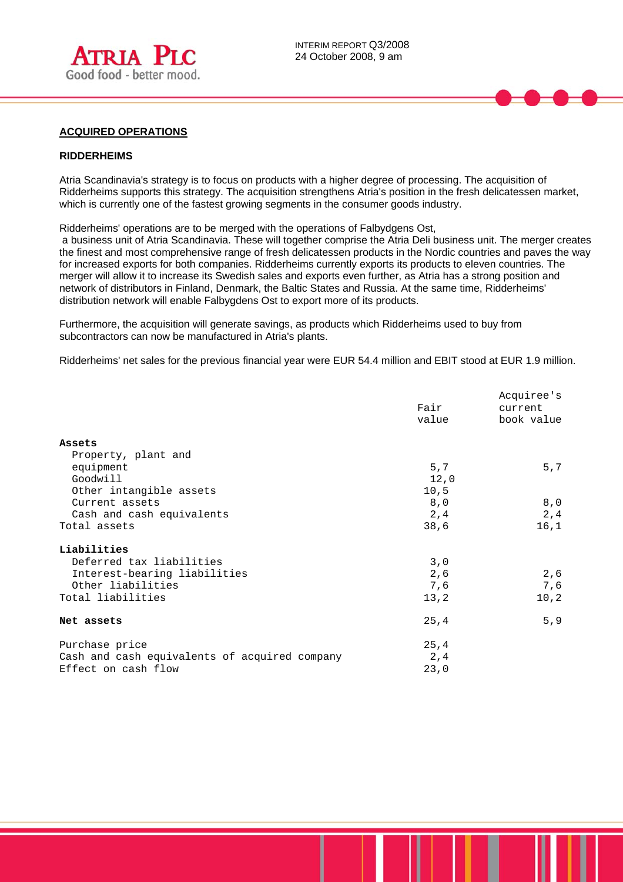## ACQUIRED OPERATIONS

### RIDDERHEIMS

Atria Scandinavia's strategy is to focus on products with a higher degree of processing. The acquisition of Ridderheims supports this strategy. The acquisition strengthens Atria's position in the fresh delicatessen market, which is currently one of the fastest growing segments in the consumer goods industry.

Ridderheims' operations are to be merged with the operations of Falbydgens Ost, a business unit of Atria Scandinavia. These will together comprise the Atria Deli business unit. The merger creates the finest and most comprehensive range of fresh delicatessen products in the Nordic countries and paves the way for increased exports for both companies. Ridderheims currently exports its products to eleven countries. The merger will allow it to increase its Swedish sales and exports even further, as Atria has a strong position and network of distributors in Finland, Denmark, the Baltic States and Russia. At the same time, Ridderheims' distribution network will enable Falbygdens Ost to export more of its products.

Furthermore, the acquisition will generate savings, as products which Ridderheims used to buy from subcontractors can now be manufactured in Atria's plants.

Ridderheims' net sales for the previous financial year were EUR 54.4 million and EBIT stood at EUR 1.9 million.

| | Fair value | Acquiree's current book value |
|---|---|---|
| **Assets** | | |
| Property, plant and equipment | 5,7 | 5,7 |
| Goodwill | 12,0 | |
| Other intangible assets | 10,5 | |
| Current assets | 8,0 | 8,0 |
| Cash and cash equivalents | 2,4 | 2,4 |
| Total assets | 38,6 | 16,1 |
| **Liabilities** | | |
| Deferred tax liabilities | 3,0 | |
| Interest-bearing liabilities | 2,6 | 2,6 |
| Other liabilities | 7,6 | 7,6 |
| Total liabilities | 13,2 | 10,2 |
| **Net assets** | 25,4 | 5,9 |
| Purchase price | 25,4 | |
| Cash and cash equivalents of acquired company | 2,4 | |
| Effect on cash flow | 23,0 | |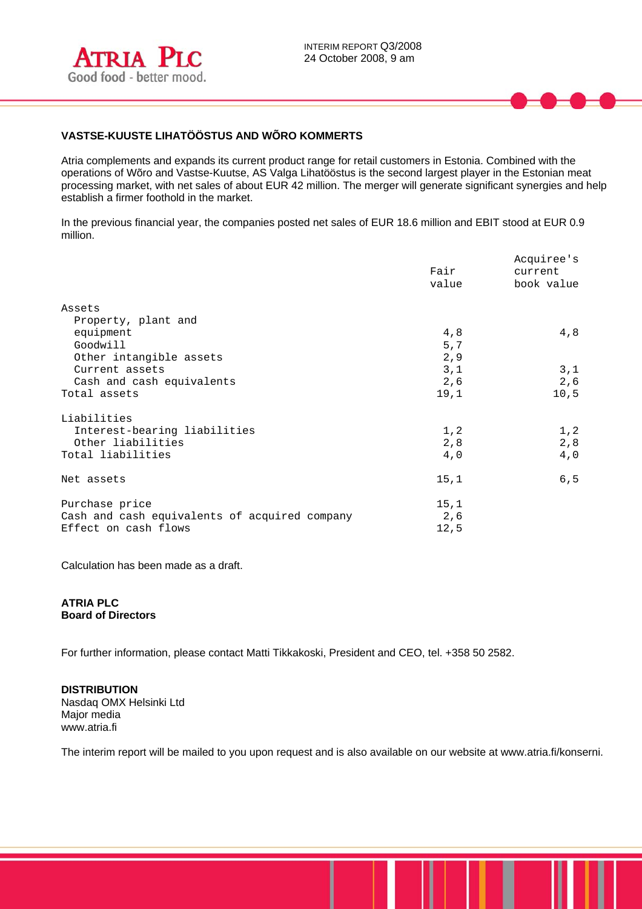### VASTSE-KUUSTE LIHATÖÖSTUS AND WÕRO KOMMERTS

Atria complements and expands its current product range for retail customers in Estonia. Combined with the operations of Wõro and Vastse-Kuutse, AS Valga Lihatööstus is the second largest player in the Estonian meat processing market, with net sales of about EUR 42 million. The merger will generate significant synergies and help establish a firmer foothold in the market.

In the previous financial year, the companies posted net sales of EUR 18.6 million and EBIT stood at EUR 0.9 million.

| | Fair value | Acquiree's current book value |
|---|---|---|
| Assets | | |
| Property, plant and equipment | 4,8 | 4,8 |
| Goodwill | 5,7 | |
| Other intangible assets | 2,9 | |
| Current assets | 3,1 | 3,1 |
| Cash and cash equivalents | 2,6 | 2,6 |
| Total assets | 19,1 | 10,5 |
| Liabilities | | |
| Interest-bearing liabilities | 1,2 | 1,2 |
| Other liabilities | 2,8 | 2,8 |
| Total liabilities | 4,0 | 4,0 |
| Net assets | 15,1 | 6,5 |
| Purchase price | 15,1 | |
| Cash and cash equivalents of acquired company | 2,6 | |
| Effect on cash flows | 12,5 | |

Calculation has been made as a draft.

**ATRIA PLC**
**Board of Directors**

For further information, please contact Matti Tikkakoski, President and CEO, tel. +358 50 2582.

**DISTRIBUTION**
Nasdaq OMX Helsinki Ltd
Major media
www.atria.fi

The interim report will be mailed to you upon request and is also available on our website at www.atria.fi/konserni.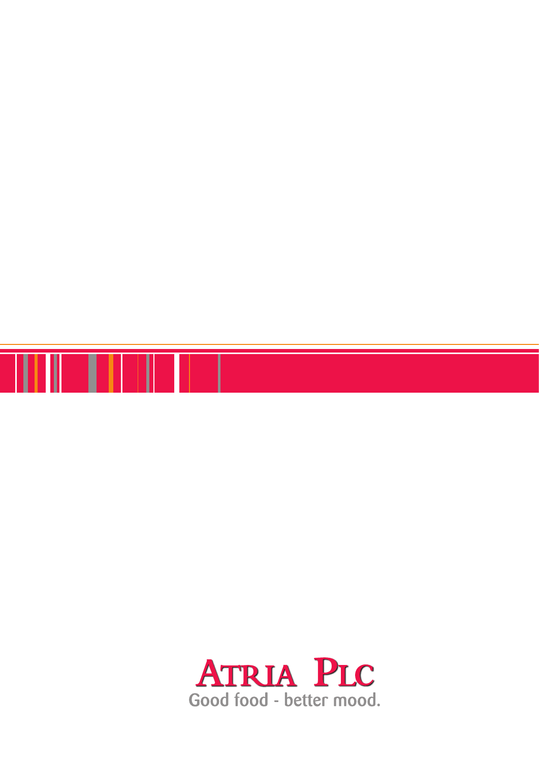ATRIA PLC

Good food - better mood.